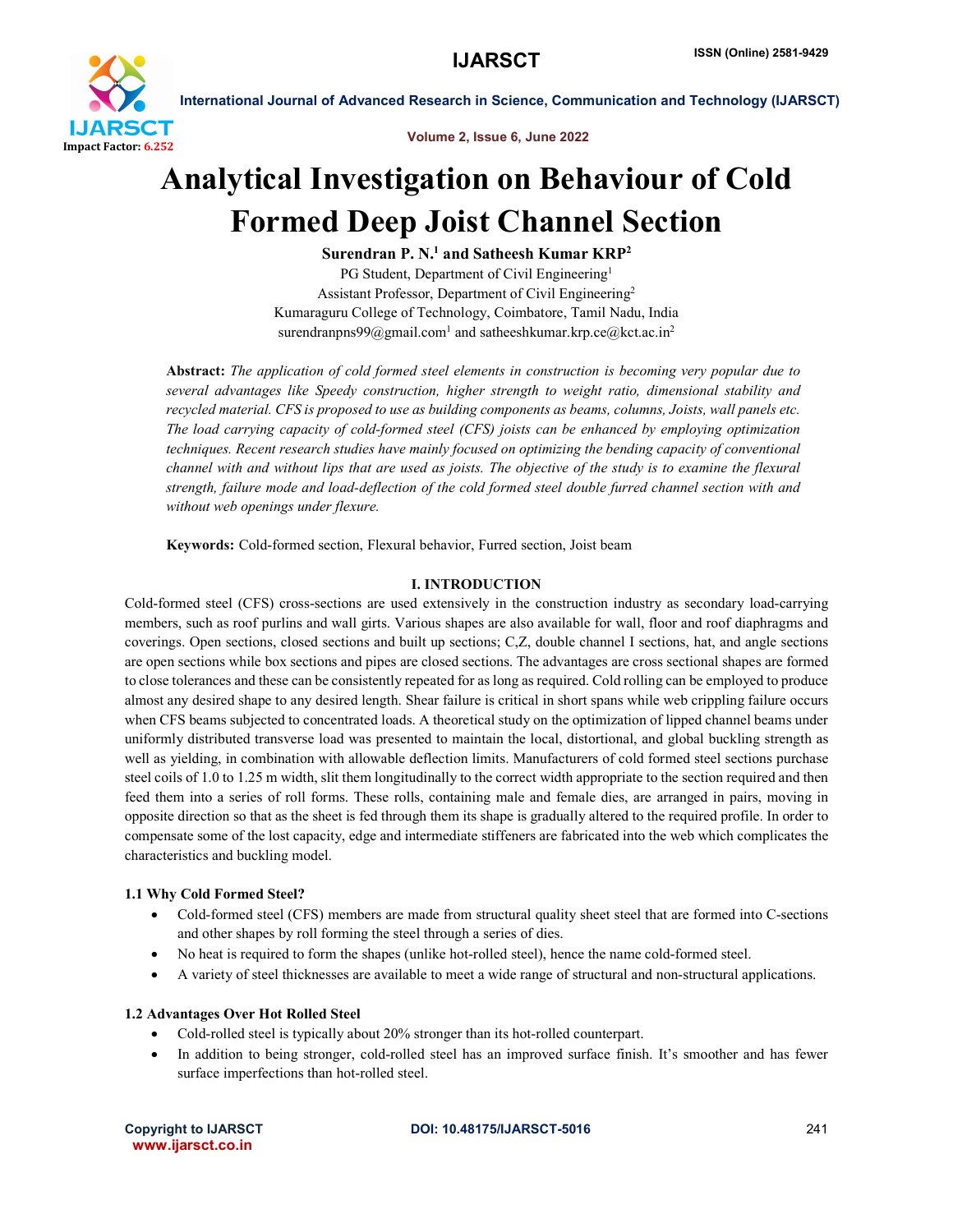# Analytical Investigation on Behaviour of Cold Formed Deep Joist Channel Section

**Surendran P. N.[1] and Satheesh Kumar KRP[2]**

PG Student, Department of Civil Engineering[1]
Assistant Professor, Department of Civil Engineering[2]
Kumaraguru College of Technology, Coimbatore, Tamil Nadu, India
surendranpns99@gmail.com[1] and satheeshkumar.krp.ce@kct.ac.in[2]

**Abstract:** *The application of cold formed steel elements in construction is becoming very popular due to several advantages like Speedy construction, higher strength to weight ratio, dimensional stability and recycled material. CFS is proposed to use as building components as beams, columns, Joists, wall panels etc. The load carrying capacity of cold-formed steel (CFS) joists can be enhanced by employing optimization techniques. Recent research studies have mainly focused on optimizing the bending capacity of conventional channel with and without lips that are used as joists. The objective of the study is to examine the flexural strength, failure mode and load-deflection of the cold formed steel double furred channel section with and without web openings under flexure.*

**Keywords:** Cold-formed section, Flexural behavior, Furred section, Joist beam

## I. INTRODUCTION

Cold-formed steel (CFS) cross-sections are used extensively in the construction industry as secondary load-carrying members, such as roof purlins and wall girts. Various shapes are also available for wall, floor and roof diaphragms and coverings. Open sections, closed sections and built up sections; C,Z, double channel I sections, hat, and angle sections are open sections while box sections and pipes are closed sections. The advantages are cross sectional shapes are formed to close tolerances and these can be consistently repeated for as long as required. Cold rolling can be employed to produce almost any desired shape to any desired length. Shear failure is critical in short spans while web crippling failure occurs when CFS beams subjected to concentrated loads. A theoretical study on the optimization of lipped channel beams under uniformly distributed transverse load was presented to maintain the local, distortional, and global buckling strength as well as yielding, in combination with allowable deflection limits. Manufacturers of cold formed steel sections purchase steel coils of 1.0 to 1.25 m width, slit them longitudinally to the correct width appropriate to the section required and then feed them into a series of roll forms. These rolls, containing male and female dies, are arranged in pairs, moving in opposite direction so that as the sheet is fed through them its shape is gradually altered to the required profile. In order to compensate some of the lost capacity, edge and intermediate stiffeners are fabricated into the web which complicates the characteristics and buckling model.

### 1.1 Why Cold Formed Steel?

- Cold-formed steel (CFS) members are made from structural quality sheet steel that are formed into C-sections and other shapes by roll forming the steel through a series of dies.
- No heat is required to form the shapes (unlike hot-rolled steel), hence the name cold-formed steel.
- A variety of steel thicknesses are available to meet a wide range of structural and non-structural applications.

### 1.2 Advantages Over Hot Rolled Steel

- Cold-rolled steel is typically about 20% stronger than its hot-rolled counterpart.
- In addition to being stronger, cold-rolled steel has an improved surface finish. It's smoother and has fewer surface imperfections than hot-rolled steel.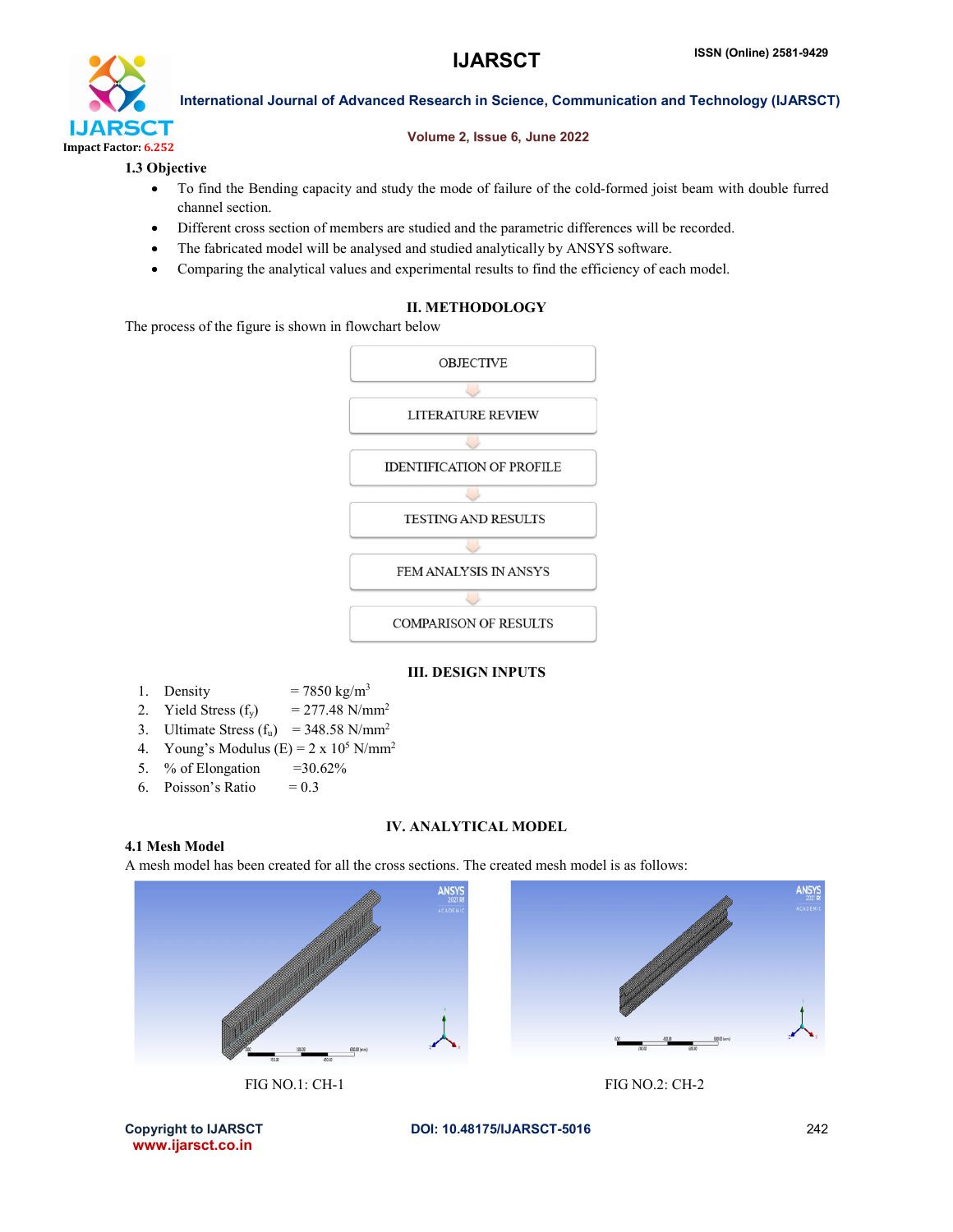### 1.3 Objective

- To find the Bending capacity and study the mode of failure of the cold-formed joist beam with double furred channel section.
- Different cross section of members are studied and the parametric differences will be recorded.
- The fabricated model will be analysed and studied analytically by ANSYS software.
- Comparing the analytical values and experimental results to find the efficiency of each model.

## II. METHODOLOGY

The process of the figure is shown in flowchart below

OBJECTIVE

LITERATURE REVIEW

IDENTIFICATION OF PROFILE

TESTING AND RESULTS

FEM ANALYSIS IN ANSYS

COMPARISON OF RESULTS

## III. DESIGN INPUTS

1. Density = 7850 kg/m$^3$
2. Yield Stress ($f_y$) = 277.48 N/mm$^2$
3. Ultimate Stress ($f_u$) = 348.58 N/mm$^2$
4. Young's Modulus (E) = 2 x 10$^5$ N/mm$^2$
5. % of Elongation =30.62%
6. Poisson's Ratio = 0.3

## IV. ANALYTICAL MODEL

### 4.1 Mesh Model

A mesh model has been created for all the cross sections. The created mesh model is as follows:

FIG NO.1: CH-1

FIG NO.2: CH-2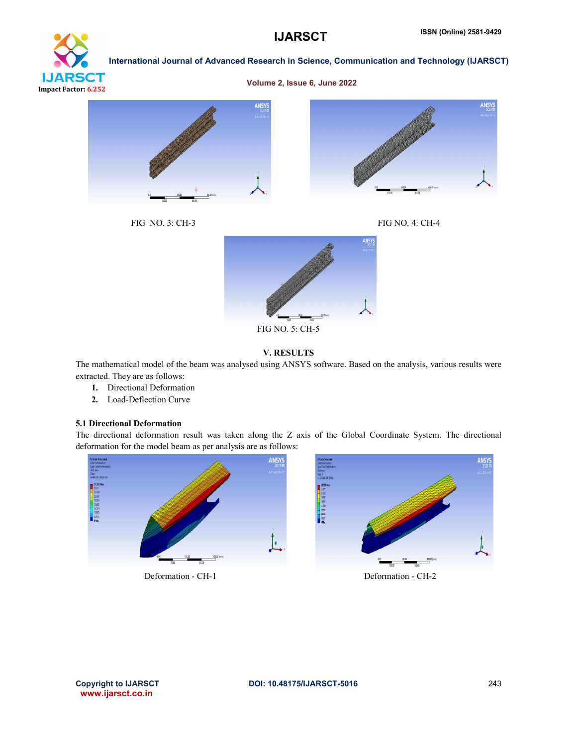FIG NO. 3: CH-3

FIG NO. 4: CH-4

FIG NO. 5: CH-5

## V. RESULTS

The mathematical model of the beam was analysed using ANSYS software. Based on the analysis, various results were extracted. They are as follows:

1. Directional Deformation
2. Load-Deflection Curve

### 5.1 Directional Deformation

The directional deformation result was taken along the Z axis of the Global Coordinate System. The directional deformation for the model beam as per analysis are as follows:

Deformation - CH-1

Deformation - CH-2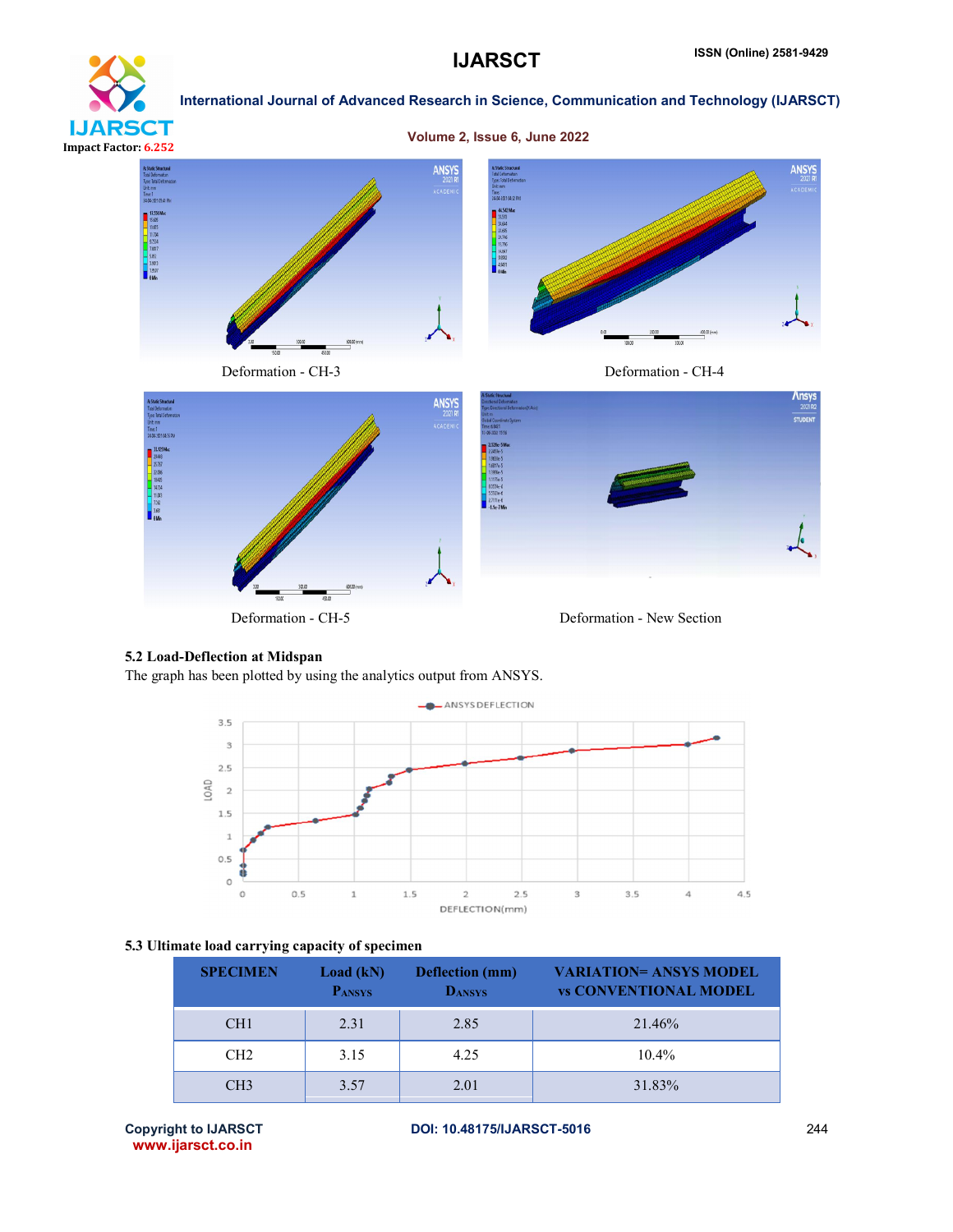Deformation - CH-3

Deformation - CH-4

Deformation - CH-5

Deformation - New Section

**5.2 Load-Deflection at Midspan**

The graph has been plotted by using the analytics output from ANSYS.

**5.3 Ultimate load carrying capacity of specimen**

| SPECIMEN | Load (kN) $P_{ANSYS}$ | Deflection (mm) $D_{ANSYS}$ | VARIATION= ANSYS MODEL vs CONVENTIONAL MODEL |
|---|---|---|---|
| CH1 | 2.31 | 2.85 | 21.46% |
| CH2 | 3.15 | 4.25 | 10.4% |
| CH3 | 3.57 | 2.01 | 31.83% |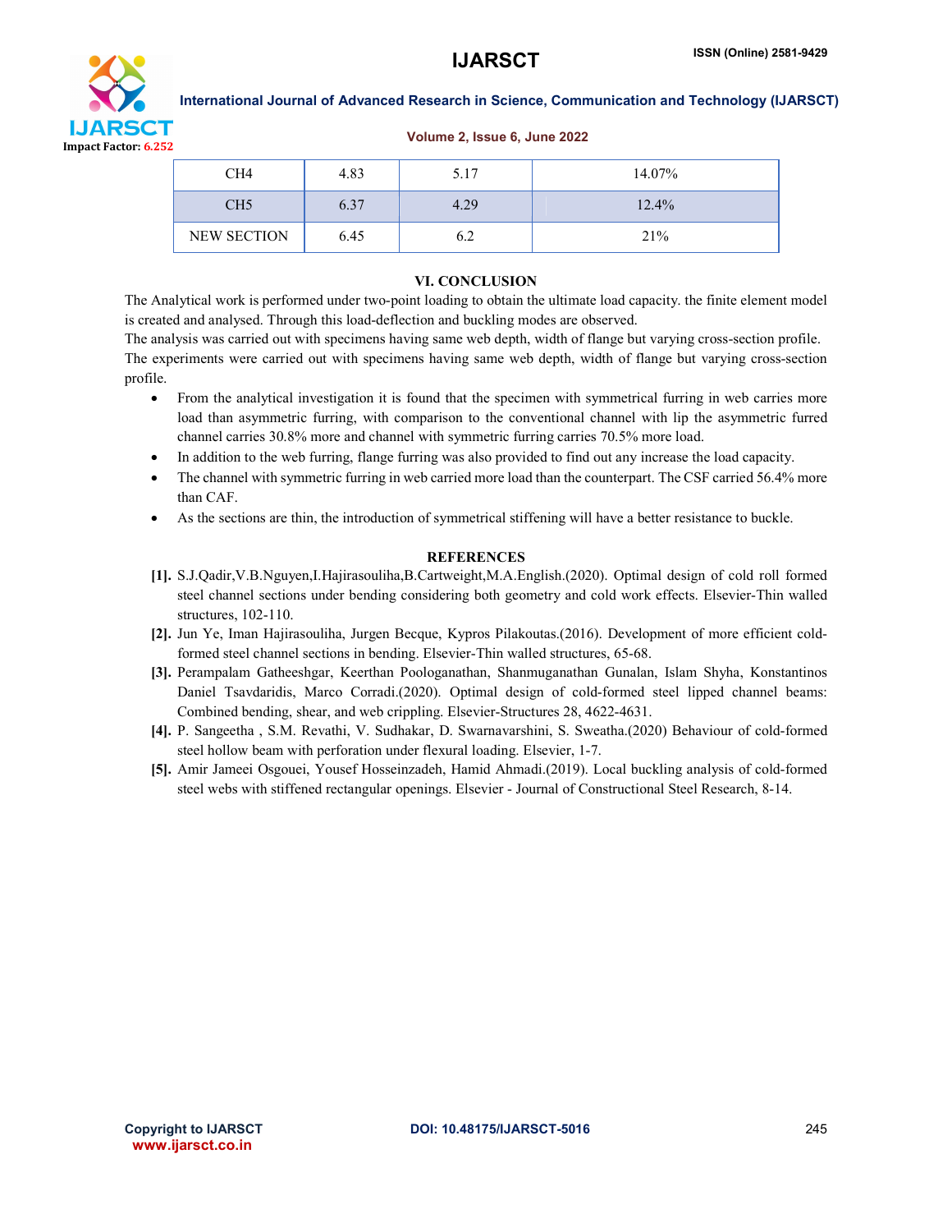| | | | |
|---|---|---|---|
| CH4 | 4.83 | 5.17 | 14.07% |
| CH5 | 6.37 | 4.29 | 12.4% |
| NEW SECTION | 6.45 | 6.2 | 21% |

## VI. CONCLUSION

The Analytical work is performed under two-point loading to obtain the ultimate load capacity. the finite element model is created and analysed. Through this load-deflection and buckling modes are observed.

The analysis was carried out with specimens having same web depth, width of flange but varying cross-section profile. The experiments were carried out with specimens having same web depth, width of flange but varying cross-section profile.

- From the analytical investigation it is found that the specimen with symmetrical furring in web carries more load than asymmetric furring, with comparison to the conventional channel with lip the asymmetric furred channel carries 30.8% more and channel with symmetric furring carries 70.5% more load.
- In addition to the web furring, flange furring was also provided to find out any increase the load capacity.
- The channel with symmetric furring in web carried more load than the counterpart. The CSF carried 56.4% more than CAF.
- As the sections are thin, the introduction of symmetrical stiffening will have a better resistance to buckle.

## REFERENCES

**[1].** S.J.Qadir,V.B.Nguyen,I.Hajirasouliha,B.Cartweight,M.A.English.(2020). Optimal design of cold roll formed steel channel sections under bending considering both geometry and cold work effects. Elsevier-Thin walled structures, 102-110.

**[2].** Jun Ye, Iman Hajirasouliha, Jurgen Becque, Kypros Pilakoutas.(2016). Development of more efficient cold-formed steel channel sections in bending. Elsevier-Thin walled structures, 65-68.

**[3].** Perampalam Gatheeshgar, Keerthan Poologanathan, Shanmuganathan Gunalan, Islam Shyha, Konstantinos Daniel Tsavdaridis, Marco Corradi.(2020). Optimal design of cold-formed steel lipped channel beams: Combined bending, shear, and web crippling. Elsevier-Structures 28, 4622-4631.

**[4].** P. Sangeetha , S.M. Revathi, V. Sudhakar, D. Swarnavarshini, S. Sweatha.(2020) Behaviour of cold-formed steel hollow beam with perforation under flexural loading. Elsevier, 1-7.

**[5].** Amir Jameei Osgouei, Yousef Hosseinzadeh, Hamid Ahmadi.(2019). Local buckling analysis of cold-formed steel webs with stiffened rectangular openings. Elsevier - Journal of Constructional Steel Research, 8-14.